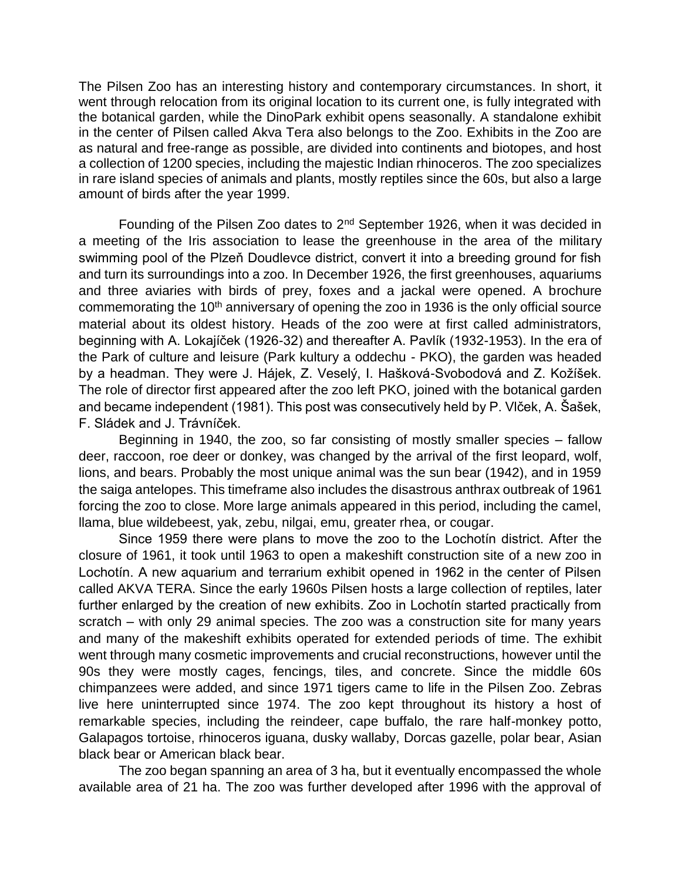The Pilsen Zoo has an interesting history and contemporary circumstances. In short, it went through relocation from its original location to its current one, is fully integrated with the botanical garden, while the DinoPark exhibit opens seasonally. A standalone exhibit in the center of Pilsen called Akva Tera also belongs to the Zoo. Exhibits in the Zoo are as natural and free-range as possible, are divided into continents and biotopes, and host a collection of 1200 species, including the majestic Indian rhinoceros. The zoo specializes in rare island species of animals and plants, mostly reptiles since the 60s, but also a large amount of birds after the year 1999.

Founding of the Pilsen Zoo dates to 2nd September 1926, when it was decided in a meeting of the Iris association to lease the greenhouse in the area of the military swimming pool of the Plzeň Doudlevce district, convert it into a breeding ground for fish and turn its surroundings into a zoo. In December 1926, the first greenhouses, aquariums and three aviaries with birds of prey, foxes and a jackal were opened. A brochure commemorating the 10th anniversary of opening the zoo in 1936 is the only official source material about its oldest history. Heads of the zoo were at first called administrators, beginning with A. Lokajíček (1926-32) and thereafter A. Pavlík (1932-1953). In the era of the Park of culture and leisure (Park kultury a oddechu - PKO), the garden was headed by a headman. They were J. Hájek, Z. Veselý, I. Hašková-Svobodová and Z. Kožíšek. The role of director first appeared after the zoo left PKO, joined with the botanical garden and became independent (1981). This post was consecutively held by P. Vlček, A. Šašek, F. Sládek and J. Trávníček.

Beginning in 1940, the zoo, so far consisting of mostly smaller species – fallow deer, raccoon, roe deer or donkey, was changed by the arrival of the first leopard, wolf, lions, and bears. Probably the most unique animal was the sun bear (1942), and in 1959 the saiga antelopes. This timeframe also includes the disastrous anthrax outbreak of 1961 forcing the zoo to close. More large animals appeared in this period, including the camel, llama, blue wildebeest, yak, zebu, nilgai, emu, greater rhea, or cougar.

Since 1959 there were plans to move the zoo to the Lochotín district. After the closure of 1961, it took until 1963 to open a makeshift construction site of a new zoo in Lochotín. A new aquarium and terrarium exhibit opened in 1962 in the center of Pilsen called AKVA TERA. Since the early 1960s Pilsen hosts a large collection of reptiles, later further enlarged by the creation of new exhibits. Zoo in Lochotín started practically from scratch – with only 29 animal species. The zoo was a construction site for many years and many of the makeshift exhibits operated for extended periods of time. The exhibit went through many cosmetic improvements and crucial reconstructions, however until the 90s they were mostly cages, fencings, tiles, and concrete. Since the middle 60s chimpanzees were added, and since 1971 tigers came to life in the Pilsen Zoo. Zebras live here uninterrupted since 1974. The zoo kept throughout its history a host of remarkable species, including the reindeer, cape buffalo, the rare half-monkey potto, Galapagos tortoise, rhinoceros iguana, dusky wallaby, Dorcas gazelle, polar bear, Asian black bear or American black bear.

The zoo began spanning an area of 3 ha, but it eventually encompassed the whole available area of 21 ha. The zoo was further developed after 1996 with the approval of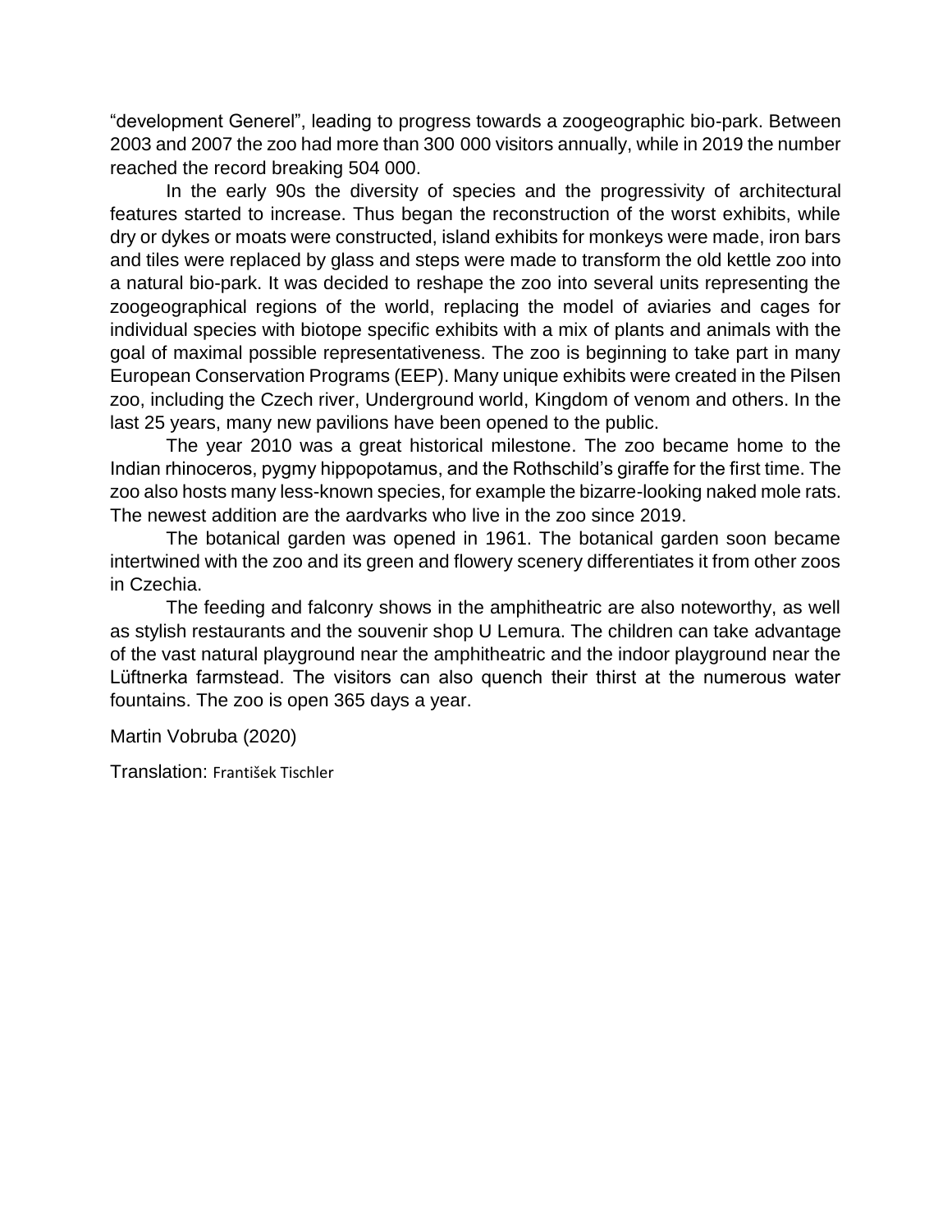"development Generel", leading to progress towards a zoogeographic bio-park. Between 2003 and 2007 the zoo had more than 300 000 visitors annually, while in 2019 the number reached the record breaking 504 000.

In the early 90s the diversity of species and the progressivity of architectural features started to increase. Thus began the reconstruction of the worst exhibits, while dry or dykes or moats were constructed, island exhibits for monkeys were made, iron bars and tiles were replaced by glass and steps were made to transform the old kettle zoo into a natural bio-park. It was decided to reshape the zoo into several units representing the zoogeographical regions of the world, replacing the model of aviaries and cages for individual species with biotope specific exhibits with a mix of plants and animals with the goal of maximal possible representativeness. The zoo is beginning to take part in many European Conservation Programs (EEP). Many unique exhibits were created in the Pilsen zoo, including the Czech river, Underground world, Kingdom of venom and others. In the last 25 years, many new pavilions have been opened to the public.

The year 2010 was a great historical milestone. The zoo became home to the Indian rhinoceros, pygmy hippopotamus, and the Rothschild's giraffe for the first time. The zoo also hosts many less-known species, for example the bizarre-looking naked mole rats. The newest addition are the aardvarks who live in the zoo since 2019.

The botanical garden was opened in 1961. The botanical garden soon became intertwined with the zoo and its green and flowery scenery differentiates it from other zoos in Czechia.

The feeding and falconry shows in the amphitheatric are also noteworthy, as well as stylish restaurants and the souvenir shop U Lemura. The children can take advantage of the vast natural playground near the amphitheatric and the indoor playground near the Lüftnerka farmstead. The visitors can also quench their thirst at the numerous water fountains. The zoo is open 365 days a year.

Martin Vobruba (2020)

Translation: František Tischler